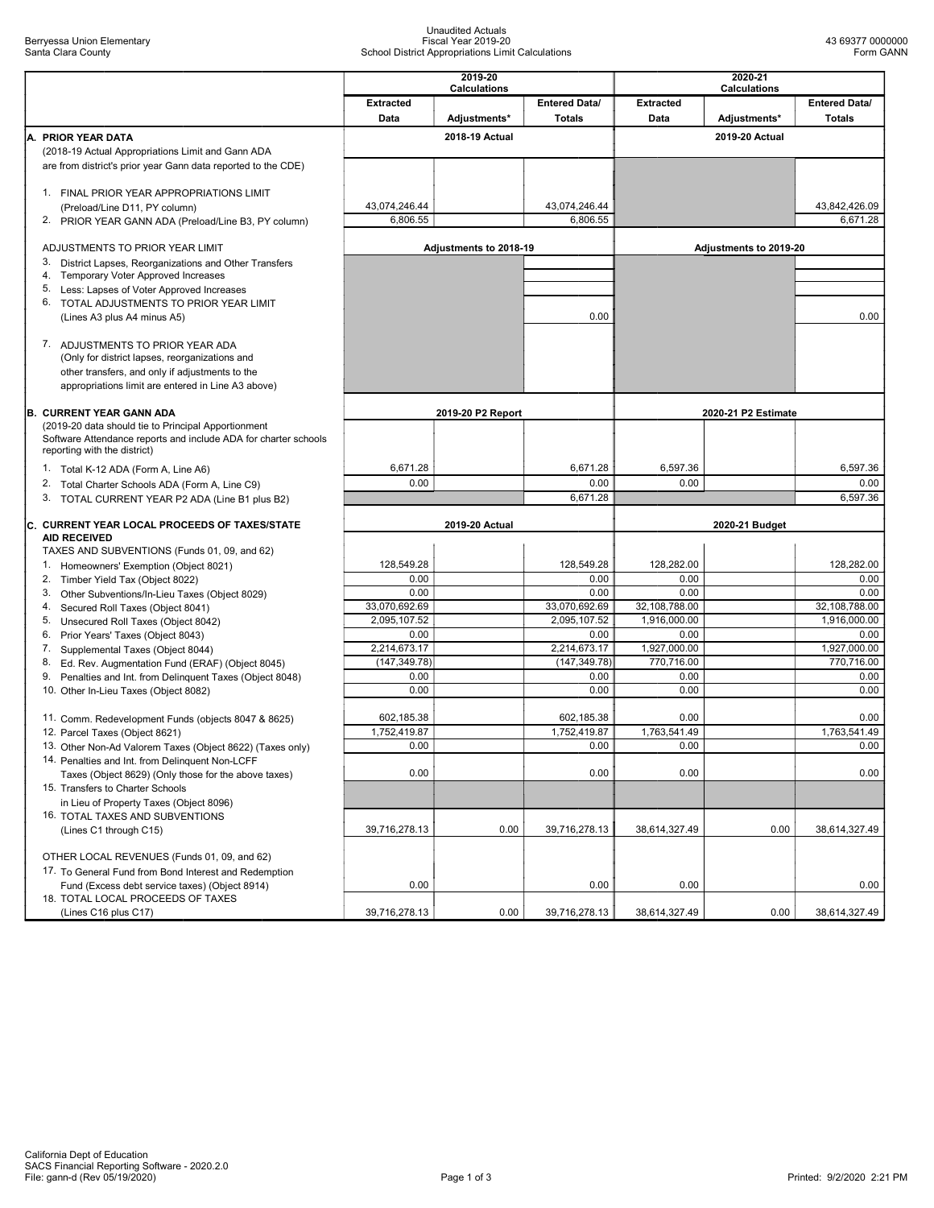Berryessa Union Elementary
Santa Clara County

Unaudited Actuals
Fiscal Year 2019-20
School District Appropriations Limit Calculations

43 69377 0000000
Form GANN

| | 2019-20 Calculations | | | 2020-21 Calculations | | |
|---|---|---|---|---|---|---|
| | Extracted Data | Adjustments* | Entered Data/ Totals | Extracted Data | Adjustments* | Entered Data/ Totals |
| **A. PRIOR YEAR DATA** | | 2018-19 Actual | | | 2019-20 Actual | |
| (2018-19 Actual Appropriations Limit and Gann ADA are from district's prior year Gann data reported to the CDE) | | | | | | |
| 1. FINAL PRIOR YEAR APPROPRIATIONS LIMIT (Preload/Line D11, PY column) | 43,074,246.44 | | 43,074,246.44 | | | 43,842,426.09 |
| 2. PRIOR YEAR GANN ADA (Preload/Line B3, PY column) | 6,806.55 | | 6,806.55 | | | 6,671.28 |
| ADJUSTMENTS TO PRIOR YEAR LIMIT | | Adjustments to 2018-19 | | | Adjustments to 2019-20 | |
| 3. District Lapses, Reorganizations and Other Transfers | | | | | | |
| 4. Temporary Voter Approved Increases | | | | | | |
| 5. Less: Lapses of Voter Approved Increases | | | | | | |
| 6. TOTAL ADJUSTMENTS TO PRIOR YEAR LIMIT (Lines A3 plus A4 minus A5) | | | 0.00 | | | 0.00 |
| 7. ADJUSTMENTS TO PRIOR YEAR ADA (Only for district lapses, reorganizations and other transfers, and only if adjustments to the appropriations limit are entered in Line A3 above) | | | | | | |
| **B. CURRENT YEAR GANN ADA** | | 2019-20 P2 Report | | | 2020-21 P2 Estimate | |
| (2019-20 data should tie to Principal Apportionment Software Attendance reports and include ADA for charter schools reporting with the district) | | | | | | |
| 1. Total K-12 ADA (Form A, Line A6) | 6,671.28 | | 6,671.28 | 6,597.36 | | 6,597.36 |
| 2. Total Charter Schools ADA (Form A, Line C9) | 0.00 | | 0.00 | 0.00 | | 0.00 |
| 3. TOTAL CURRENT YEAR P2 ADA (Line B1 plus B2) | | | 6,671.28 | | | 6,597.36 |
| **C. CURRENT YEAR LOCAL PROCEEDS OF TAXES/STATE AID RECEIVED** | | 2019-20 Actual | | | 2020-21 Budget | |
| TAXES AND SUBVENTIONS (Funds 01, 09, and 62) | | | | | | |
| 1. Homeowners' Exemption (Object 8021) | 128,549.28 | | 128,549.28 | 128,282.00 | | 128,282.00 |
| 2. Timber Yield Tax (Object 8022) | 0.00 | | 0.00 | 0.00 | | 0.00 |
| 3. Other Subventions/In-Lieu Taxes (Object 8029) | 0.00 | | 0.00 | 0.00 | | 0.00 |
| 4. Secured Roll Taxes (Object 8041) | 33,070,692.69 | | 33,070,692.69 | 32,108,788.00 | | 32,108,788.00 |
| 5. Unsecured Roll Taxes (Object 8042) | 2,095,107.52 | | 2,095,107.52 | 1,916,000.00 | | 1,916,000.00 |
| 6. Prior Years' Taxes (Object 8043) | 0.00 | | 0.00 | 0.00 | | 0.00 |
| 7. Supplemental Taxes (Object 8044) | 2,214,673.17 | | 2,214,673.17 | 1,927,000.00 | | 1,927,000.00 |
| 8. Ed. Rev. Augmentation Fund (ERAF) (Object 8045) | (147,349.78) | | (147,349.78) | 770,716.00 | | 770,716.00 |
| 9. Penalties and Int. from Delinquent Taxes (Object 8048) | 0.00 | | 0.00 | 0.00 | | 0.00 |
| 10. Other In-Lieu Taxes (Object 8082) | 0.00 | | 0.00 | 0.00 | | 0.00 |
| 11. Comm. Redevelopment Funds (objects 8047 & 8625) | 602,185.38 | | 602,185.38 | 0.00 | | 0.00 |
| 12. Parcel Taxes (Object 8621) | 1,752,419.87 | | 1,752,419.87 | 1,763,541.49 | | 1,763,541.49 |
| 13. Other Non-Ad Valorem Taxes (Object 8622) (Taxes only) | 0.00 | | 0.00 | 0.00 | | 0.00 |
| 14. Penalties and Int. from Delinquent Non-LCFF Taxes (Object 8629) (Only those for the above taxes) | 0.00 | | 0.00 | 0.00 | | 0.00 |
| 15. Transfers to Charter Schools in Lieu of Property Taxes (Object 8096) | | | | | | |
| 16. TOTAL TAXES AND SUBVENTIONS (Lines C1 through C15) | 39,716,278.13 | 0.00 | 39,716,278.13 | 38,614,327.49 | 0.00 | 38,614,327.49 |
| OTHER LOCAL REVENUES (Funds 01, 09, and 62) | | | | | | |
| 17. To General Fund from Bond Interest and Redemption Fund (Excess debt service taxes) (Object 8914) | 0.00 | | 0.00 | 0.00 | | 0.00 |
| 18. TOTAL LOCAL PROCEEDS OF TAXES (Lines C16 plus C17) | 39,716,278.13 | 0.00 | 39,716,278.13 | 38,614,327.49 | 0.00 | 38,614,327.49 |

California Dept of Education
SACS Financial Reporting Software - 2020.2.0
File: gann-d (Rev 05/19/2020)

Printed: 9/2/2020 2:21 PM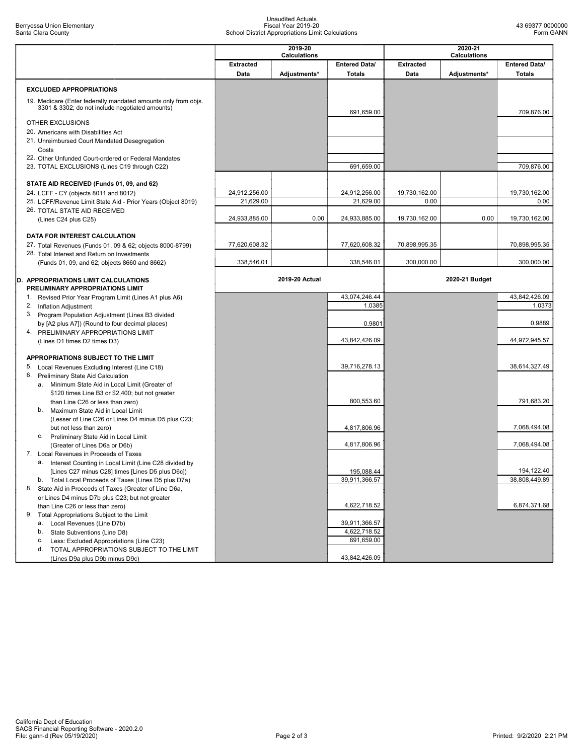Berryessa Union Elementary
Santa Clara County

Unaudited Actuals
Fiscal Year 2019-20
School District Appropriations Limit Calculations

43 69377 0000000
Form GANN

| | 2019-20 Calculations | | | 2020-21 Calculations | | |
|---|---|---|---|---|---|---|
| | Extracted Data | Adjustments* | Entered Data/ Totals | Extracted Data | Adjustments* | Entered Data/ Totals |
| **EXCLUDED APPROPRIATIONS** | | | | | | |
| 19. Medicare (Enter federally mandated amounts only from objs. 3301 & 3302; do not include negotiated amounts) | | | 691,659.00 | | | 709,876.00 |
| OTHER EXCLUSIONS | | | | | | |
| 20. Americans with Disabilities Act | | | | | | |
| 21. Unreimbursed Court Mandated Desegregation Costs | | | | | | |
| 22. Other Unfunded Court-ordered or Federal Mandates | | | | | | |
| 23. TOTAL EXCLUSIONS (Lines C19 through C22) | | | 691,659.00 | | | 709,876.00 |
| **STATE AID RECEIVED (Funds 01, 09, and 62)** | | | | | | |
| 24. LCFF - CY (objects 8011 and 8012) | 24,912,256.00 | | 24,912,256.00 | 19,730,162.00 | | 19,730,162.00 |
| 25. LCFF/Revenue Limit State Aid - Prior Years (Object 8019) | 21,629.00 | | 21,629.00 | 0.00 | | 0.00 |
| 26. TOTAL STATE AID RECEIVED (Lines C24 plus C25) | 24,933,885.00 | 0.00 | 24,933,885.00 | 19,730,162.00 | 0.00 | 19,730,162.00 |
| **DATA FOR INTEREST CALCULATION** | | | | | | |
| 27. Total Revenues (Funds 01, 09 & 62; objects 8000-8799) | 77,620,608.32 | | 77,620,608.32 | 70,898,995.35 | | 70,898,995.35 |
| 28. Total Interest and Return on Investments (Funds 01, 09, and 62; objects 8660 and 8662) | 338,546.01 | | 338,546.01 | 300,000.00 | | 300,000.00 |
| **D. APPROPRIATIONS LIMIT CALCULATIONS** | | **2019-20 Actual** | | | **2020-21 Budget** | |
| **PRELIMINARY APPROPRIATIONS LIMIT** | | | | | | |
| 1. Revised Prior Year Program Limit (Lines A1 plus A6) | | | 43,074,246.44 | | | 43,842,426.09 |
| 2. Inflation Adjustment | | | 1.0385 | | | 1.0373 |
| 3. Program Population Adjustment (Lines B3 divided by [A2 plus A7]) (Round to four decimal places) | | | 0.9801 | | | 0.9889 |
| 4. PRELIMINARY APPROPRIATIONS LIMIT (Lines D1 times D2 times D3) | | | 43,842,426.09 | | | 44,972,945.57 |
| **APPROPRIATIONS SUBJECT TO THE LIMIT** | | | | | | |
| 5. Local Revenues Excluding Interest (Line C18) | | | 39,716,278.13 | | | 38,614,327.49 |
| 6. Preliminary State Aid Calculation | | | | | | |
| a. Minimum State Aid in Local Limit (Greater of $120 times Line B3 or $2,400; but not greater than Line C26 or less than zero) | | | 800,553.60 | | | 791,683.20 |
| b. Maximum State Aid in Local Limit (Lesser of Line C26 or Lines D4 minus D5 plus C23; but not less than zero) | | | 4,817,806.96 | | | 7,068,494.08 |
| c. Preliminary State Aid in Local Limit (Greater of Lines D6a or D6b) | | | 4,817,806.96 | | | 7,068,494.08 |
| 7. Local Revenues in Proceeds of Taxes | | | | | | |
| a. Interest Counting in Local Limit (Line C28 divided by [Lines C27 minus C28] times [Lines D5 plus D6c]) | | | 195,088.44 | | | 194,122.40 |
| b. Total Local Proceeds of Taxes (Lines D5 plus D7a) | | | 39,911,366.57 | | | 38,808,449.89 |
| 8. State Aid in Proceeds of Taxes (Greater of Line D6a, or Lines D4 minus D7b plus C23; but not greater than Line C26 or less than zero) | | | 4,622,718.52 | | | 6,874,371.68 |
| 9. Total Appropriations Subject to the Limit | | | | | | |
| a. Local Revenues (Line D7b) | | | 39,911,366.57 | | | |
| b. State Subventions (Line D8) | | | 4,622,718.52 | | | |
| c. Less: Excluded Appropriations (Line C23) | | | 691,659.00 | | | |
| d. TOTAL APPROPRIATIONS SUBJECT TO THE LIMIT (Lines D9a plus D9b minus D9c) | | | 43,842,426.09 | | | |

California Dept of Education
SACS Financial Reporting Software - 2020.2.0
File: gann-d (Rev 05/19/2020)
Printed: 9/2/2020 2:21 PM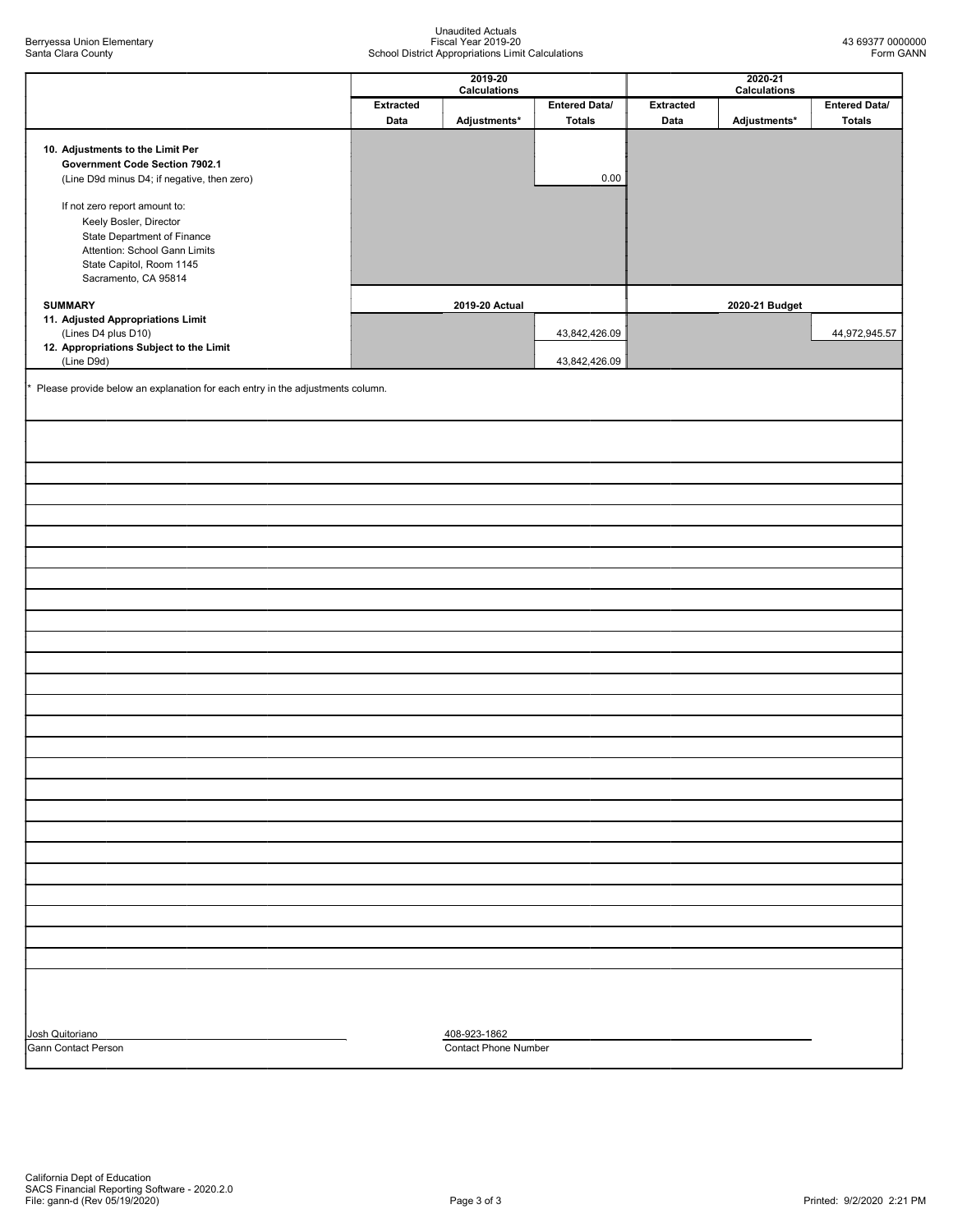Berryessa Union Elementary
Santa Clara County

Unaudited Actuals
Fiscal Year 2019-20
School District Appropriations Limit Calculations

43 69377 0000000
Form GANN

| | 2019-20 Calculations | | | 2020-21 Calculations | | |
|---|---|---|---|---|---|---|
| | Extracted Data | Adjustments* | Entered Data/ Totals | Extracted Data | Adjustments* | Entered Data/ Totals |
| **10. Adjustments to the Limit Per Government Code Section 7902.1** (Line D9d minus D4; if negative, then zero) | | | 0.00 | | | |
| If not zero report amount to: Keely Bosler, Director, State Department of Finance, Attention: School Gann Limits, State Capitol, Room 1145, Sacramento, CA 95814 | | | | | | |
| **SUMMARY** | | 2019-20 Actual | | | 2020-21 Budget | |
| **11. Adjusted Appropriations Limit** (Lines D4 plus D10) | | | 43,842,426.09 | | | 44,972,945.57 |
| **12. Appropriations Subject to the Limit** (Line D9d) | | | 43,842,426.09 | | | |

\* Please provide below an explanation for each entry in the adjustments column.

Josh Quitoriano
Gann Contact Person

408-923-1862
Contact Phone Number

California Dept of Education
SACS Financial Reporting Software - 2020.2.0
File: gann-d (Rev 05/19/2020)

Printed: 9/2/2020 2:21 PM